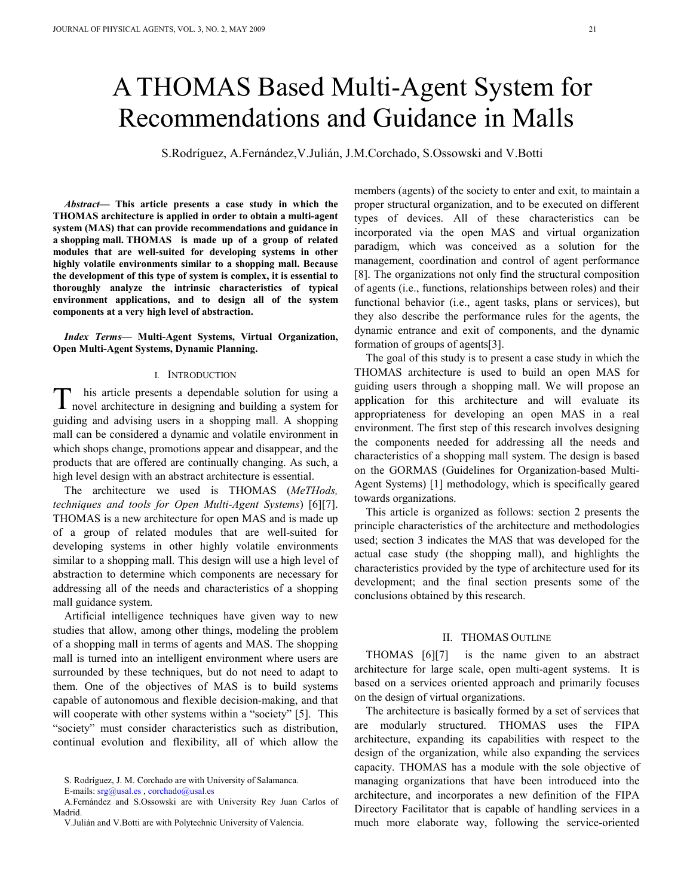# A THOMAS Based Multi-Agent System for Recommendations and Guidance in Malls

S.Rodríguez, A.Fernández,V.Julián, J.M.Corchado, S.Ossowski and V.Botti

***Abstract*— This article presents a case study in which the THOMAS architecture is applied in order to obtain a multi-agent system (MAS) that can provide recommendations and guidance in a shopping mall. THOMAS is made up of a group of related modules that are well-suited for developing systems in other highly volatile environments similar to a shopping mall. Because the development of this type of system is complex, it is essential to thoroughly analyze the intrinsic characteristics of typical environment applications, and to design all of the system components at a very high level of abstraction.**

***Index Terms*— Multi-Agent Systems, Virtual Organization, Open Multi-Agent Systems, Dynamic Planning.**

## I. Introduction

This article presents a dependable solution for using a novel architecture in designing and building a system for guiding and advising users in a shopping mall. A shopping mall can be considered a dynamic and volatile environment in which shops change, promotions appear and disappear, and the products that are offered are continually changing. As such, a high level design with an abstract architecture is essential.

The architecture we used is THOMAS (*MeTHods, techniques and tools for Open Multi-Agent Systems*) [6][7]. THOMAS is a new architecture for open MAS and is made up of a group of related modules that are well-suited for developing systems in other highly volatile environments similar to a shopping mall. This design will use a high level of abstraction to determine which components are necessary for addressing all of the needs and characteristics of a shopping mall guidance system.

Artificial intelligence techniques have given way to new studies that allow, among other things, modeling the problem of a shopping mall in terms of agents and MAS. The shopping mall is turned into an intelligent environment where users are surrounded by these techniques, but do not need to adapt to them. One of the objectives of MAS is to build systems capable of autonomous and flexible decision-making, and that will cooperate with other systems within a "society" [5]. This "society" must consider characteristics such as distribution, continual evolution and flexibility, all of which allow the members (agents) of the society to enter and exit, to maintain a proper structural organization, and to be executed on different types of devices. All of these characteristics can be incorporated via the open MAS and virtual organization paradigm, which was conceived as a solution for the management, coordination and control of agent performance [8]. The organizations not only find the structural composition of agents (i.e., functions, relationships between roles) and their functional behavior (i.e., agent tasks, plans or services), but they also describe the performance rules for the agents, the dynamic entrance and exit of components, and the dynamic formation of groups of agents[3].

The goal of this study is to present a case study in which the THOMAS architecture is used to build an open MAS for guiding users through a shopping mall. We will propose an application for this architecture and will evaluate its appropriateness for developing an open MAS in a real environment. The first step of this research involves designing the components needed for addressing all the needs and characteristics of a shopping mall system. The design is based on the GORMAS (Guidelines for Organization-based Multi-Agent Systems) [1] methodology, which is specifically geared towards organizations.

This article is organized as follows: section 2 presents the principle characteristics of the architecture and methodologies used; section 3 indicates the MAS that was developed for the actual case study (the shopping mall), and highlights the characteristics provided by the type of architecture used for its development; and the final section presents some of the conclusions obtained by this research.

## II. THOMAS Outline

THOMAS [6][7] is the name given to an abstract architecture for large scale, open multi-agent systems. It is based on a services oriented approach and primarily focuses on the design of virtual organizations.

The architecture is basically formed by a set of services that are modularly structured. THOMAS uses the FIPA architecture, expanding its capabilities with respect to the design of the organization, while also expanding the services capacity. THOMAS has a module with the sole objective of managing organizations that have been introduced into the architecture, and incorporates a new definition of the FIPA Directory Facilitator that is capable of handling services in a much more elaborate way, following the service-oriented

---

S. Rodríguez, J. M. Corchado are with University of Salamanca.
E-mails: srg@usal.es , corchado@usal.es

A.Fernández and S.Ossowski are with University Rey Juan Carlos of Madrid.

V.Julián and V.Botti are with Polytechnic University of Valencia.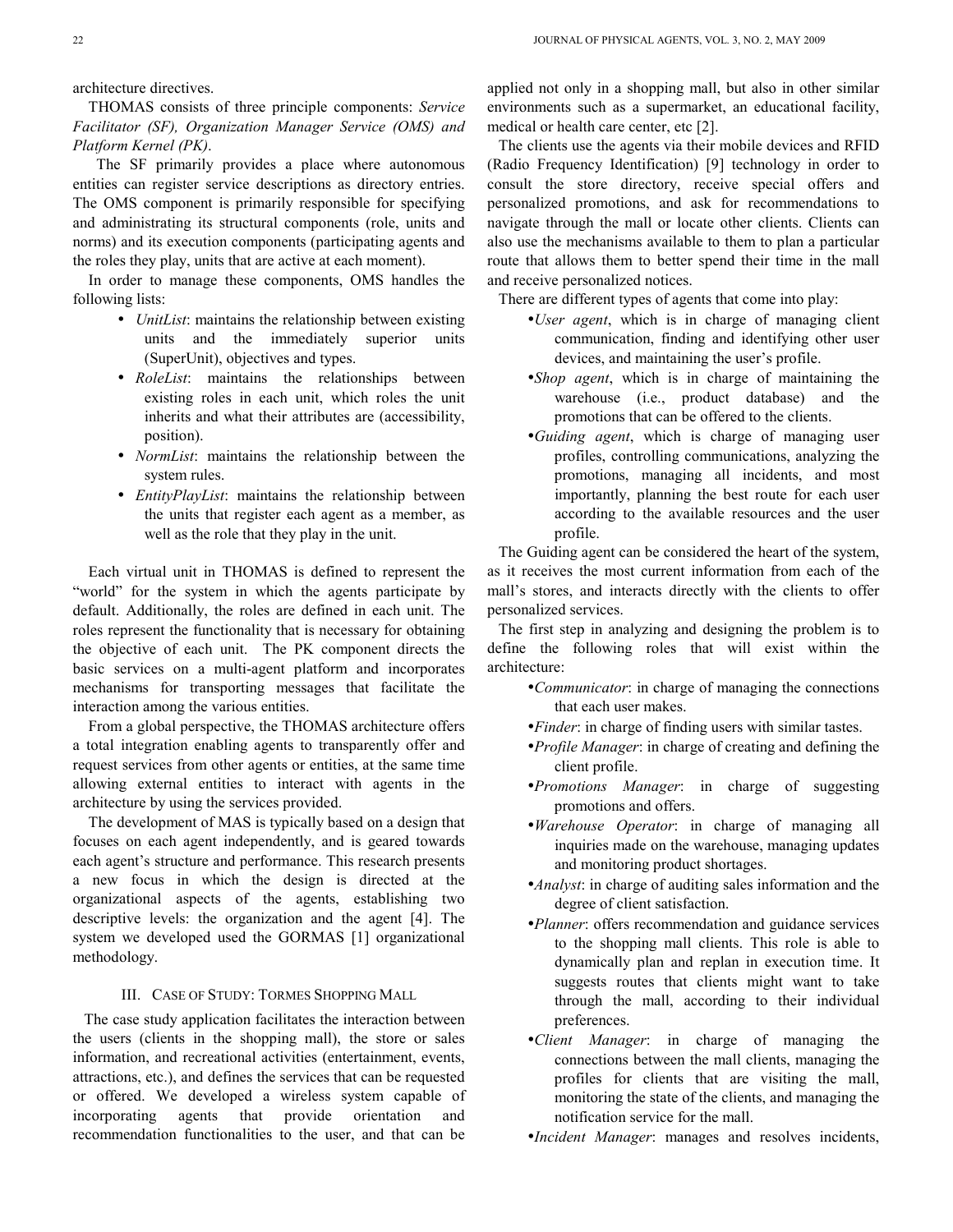architecture directives.

THOMAS consists of three principle components: *Service Facilitator (SF), Organization Manager Service (OMS) and Platform Kernel (PK)*.

The SF primarily provides a place where autonomous entities can register service descriptions as directory entries. The OMS component is primarily responsible for specifying and administrating its structural components (role, units and norms) and its execution components (participating agents and the roles they play, units that are active at each moment).

In order to manage these components, OMS handles the following lists:

- *UnitList*: maintains the relationship between existing units and the immediately superior units (SuperUnit), objectives and types.
- *RoleList*: maintains the relationships between existing roles in each unit, which roles the unit inherits and what their attributes are (accessibility, position).
- *NormList*: maintains the relationship between the system rules.
- *EntityPlayList*: maintains the relationship between the units that register each agent as a member, as well as the role that they play in the unit.

Each virtual unit in THOMAS is defined to represent the "world" for the system in which the agents participate by default. Additionally, the roles are defined in each unit. The roles represent the functionality that is necessary for obtaining the objective of each unit. The PK component directs the basic services on a multi-agent platform and incorporates mechanisms for transporting messages that facilitate the interaction among the various entities.

From a global perspective, the THOMAS architecture offers a total integration enabling agents to transparently offer and request services from other agents or entities, at the same time allowing external entities to interact with agents in the architecture by using the services provided.

The development of MAS is typically based on a design that focuses on each agent independently, and is geared towards each agent's structure and performance. This research presents a new focus in which the design is directed at the organizational aspects of the agents, establishing two descriptive levels: the organization and the agent [4]. The system we developed used the GORMAS [1] organizational methodology.

## III. Case of Study: Tormes Shopping Mall

The case study application facilitates the interaction between the users (clients in the shopping mall), the store or sales information, and recreational activities (entertainment, events, attractions, etc.), and defines the services that can be requested or offered. We developed a wireless system capable of incorporating agents that provide orientation and recommendation functionalities to the user, and that can be applied not only in a shopping mall, but also in other similar environments such as a supermarket, an educational facility, medical or health care center, etc [2].

The clients use the agents via their mobile devices and RFID (Radio Frequency Identification) [9] technology in order to consult the store directory, receive special offers and personalized promotions, and ask for recommendations to navigate through the mall or locate other clients. Clients can also use the mechanisms available to them to plan a particular route that allows them to better spend their time in the mall and receive personalized notices.

There are different types of agents that come into play:

- *User agent*, which is in charge of managing client communication, finding and identifying other user devices, and maintaining the user's profile.
- *Shop agent*, which is in charge of maintaining the warehouse (i.e., product database) and the promotions that can be offered to the clients.
- *Guiding agent*, which is charge of managing user profiles, controlling communications, analyzing the promotions, managing all incidents, and most importantly, planning the best route for each user according to the available resources and the user profile.

The Guiding agent can be considered the heart of the system, as it receives the most current information from each of the mall's stores, and interacts directly with the clients to offer personalized services.

The first step in analyzing and designing the problem is to define the following roles that will exist within the architecture:

- *Communicator*: in charge of managing the connections that each user makes.
- *Finder*: in charge of finding users with similar tastes.
- *Profile Manager*: in charge of creating and defining the client profile.
- *Promotions Manager*: in charge of suggesting promotions and offers.
- *Warehouse Operator*: in charge of managing all inquiries made on the warehouse, managing updates and monitoring product shortages.
- *Analyst*: in charge of auditing sales information and the degree of client satisfaction.
- *Planner*: offers recommendation and guidance services to the shopping mall clients. This role is able to dynamically plan and replan in execution time. It suggests routes that clients might want to take through the mall, according to their individual preferences.
- *Client Manager*: in charge of managing the connections between the mall clients, managing the profiles for clients that are visiting the mall, monitoring the state of the clients, and managing the notification service for the mall.
- *Incident Manager*: manages and resolves incidents,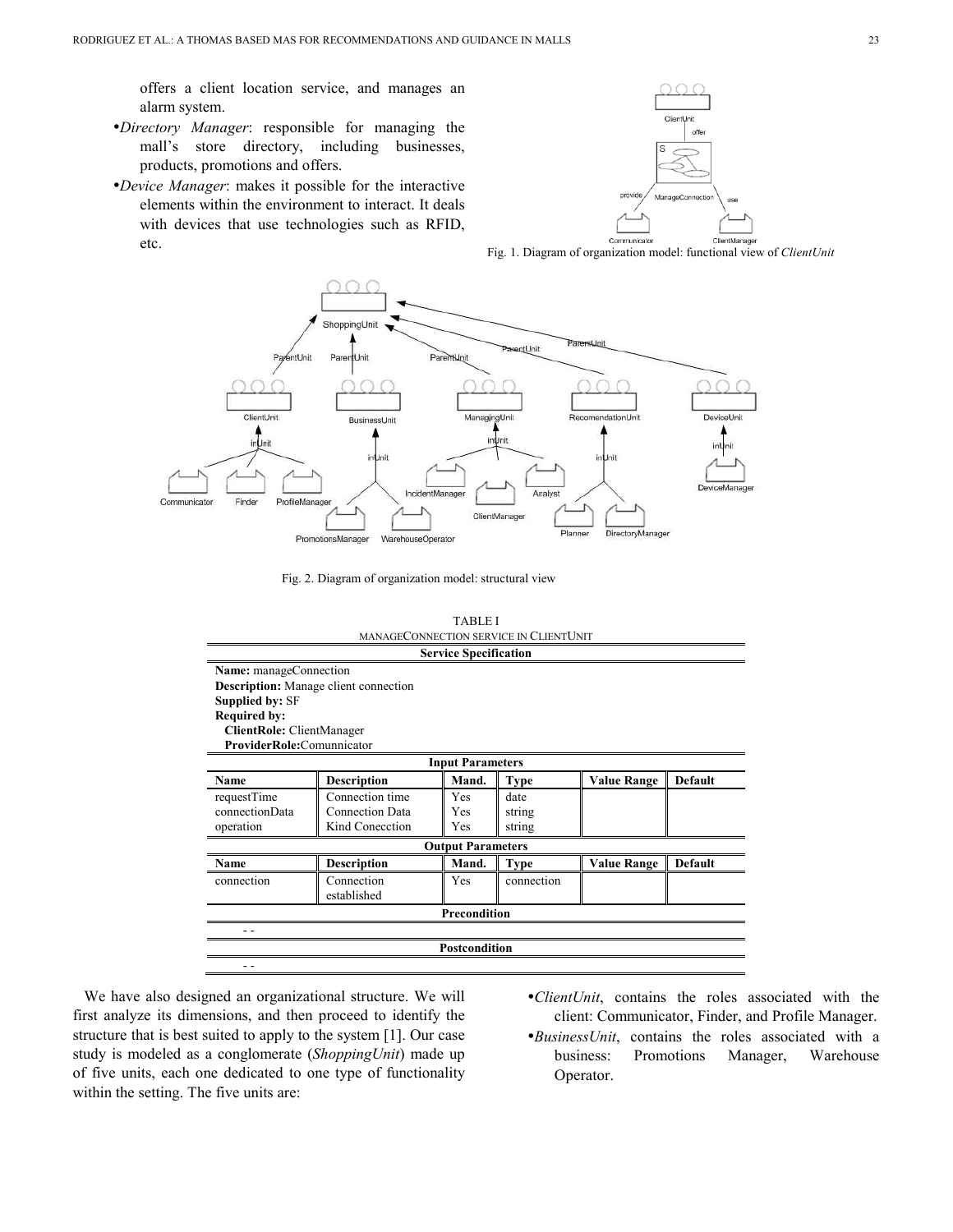offers a client location service, and manages an alarm system.

- *Directory Manager*: responsible for managing the mall's store directory, including businesses, products, promotions and offers.
- *Device Manager*: makes it possible for the interactive elements within the environment to interact. It deals with devices that use technologies such as RFID, etc.

ClientUnit
offer
S
provide
ManageConnection
use
Communicator
ClientManager

Fig. 1. Diagram of organization model: functional view of *ClientUnit*

ShoppingUnit
ParentUnit
ParentUnit
ParentUnit
ParentUnit
ParentUnit
ClientUnit
BusinessUnit
ManagingUnit
RecomendationUnit
DeviceUnit
inUnit
inUnit
inUnit
inUnit
inUnit
Communicator
Finder
ProfileManager
PromotionsManager
WarehouseOperator
IncidentManager
ClientManager
Analyst
Planner
DirectoryManager
DeviceManager

Fig. 2. Diagram of organization model: structural view

TABLE I
MANAGECONNECTION SERVICE IN CLIENTUNIT

**Service Specification**

**Name:** manageConnection
**Description:** Manage client connection
**Supplied by:** SF
**Required by:**
**ClientRole:** ClientManager
**ProviderRole:** Comunnicator

**Input Parameters**

| Name | Description | Mand. | Type | Value Range | Default |
|---|---|---|---|---|---|
| requestTime | Connection time | Yes | date | | |
| connectionData | Connection Data | Yes | string | | |
| operation | Kind Conecction | Yes | string | | |

**Output Parameters**

| Name | Description | Mand. | Type | Value Range | Default |
|---|---|---|---|---|---|
| connection | Connection established | Yes | connection | | |

**Precondition**

- -

**Postcondition**

- -

We have also designed an organizational structure. We will first analyze its dimensions, and then proceed to identify the structure that is best suited to apply to the system [1]. Our case study is modeled as a conglomerate (*ShoppingUnit*) made up of five units, each one dedicated to one type of functionality within the setting. The five units are:

- *ClientUnit*, contains the roles associated with the client: Communicator, Finder, and Profile Manager.
- *BusinessUnit*, contains the roles associated with a business: Promotions Manager, Warehouse Operator.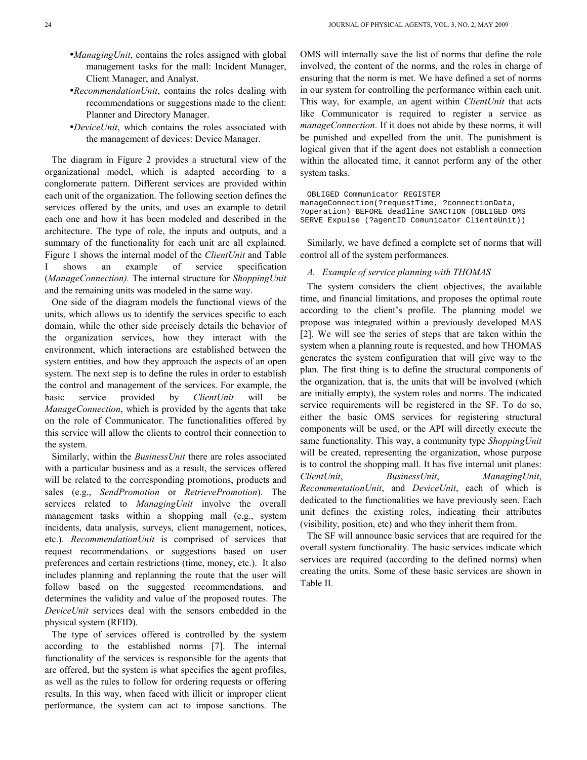- *ManagingUnit*, contains the roles assigned with global management tasks for the mall: Incident Manager, Client Manager, and Analyst.
- *RecommendationUnit*, contains the roles dealing with recommendations or suggestions made to the client: Planner and Directory Manager.
- *DeviceUnit*, which contains the roles associated with the management of devices: Device Manager.

The diagram in Figure 2 provides a structural view of the organizational model, which is adapted according to a conglomerate pattern. Different services are provided within each unit of the organization. The following section defines the services offered by the units, and uses an example to detail each one and how it has been modeled and described in the architecture. The type of role, the inputs and outputs, and a summary of the functionality for each unit are all explained. Figure 1 shows the internal model of the *ClientUnit* and Table I shows an example of service specification (*ManageConnection).* The internal structure for *ShoppingUnit* and the remaining units was modeled in the same way.

One side of the diagram models the functional views of the units, which allows us to identify the services specific to each domain, while the other side precisely details the behavior of the organization services, how they interact with the environment, which interactions are established between the system entities, and how they approach the aspects of an open system. The next step is to define the rules in order to establish the control and management of the services. For example, the basic service provided by *ClientUnit* will be *ManageConnection*, which is provided by the agents that take on the role of Communicator. The functionalities offered by this service will allow the clients to control their connection to the system.

Similarly, within the *BusinessUnit* there are roles associated with a particular business and as a result, the services offered will be related to the corresponding promotions, products and sales (e.g., *SendPromotion* or *RetrievePromotion*). The services related to *ManagingUnit* involve the overall management tasks within a shopping mall (e.g., system incidents, data analysis, surveys, client management, notices, etc.). *RecommendationUnit* is comprised of services that request recommendations or suggestions based on user preferences and certain restrictions (time, money, etc.). It also includes planning and replanning the route that the user will follow based on the suggested recommendations, and determines the validity and value of the proposed routes. The *DeviceUnit* services deal with the sensors embedded in the physical system (RFID).

The type of services offered is controlled by the system according to the established norms [7]. The internal functionality of the services is responsible for the agents that are offered, but the system is what specifies the agent profiles, as well as the rules to follow for ordering requests or offering results. In this way, when faced with illicit or improper client performance, the system can act to impose sanctions. The OMS will internally save the list of norms that define the role involved, the content of the norms, and the roles in charge of ensuring that the norm is met. We have defined a set of norms in our system for controlling the performance within each unit. This way, for example, an agent within *ClientUnit* that acts like Communicator is required to register a service as *manageConnection*. If it does not abide by these norms, it will be punished and expelled from the unit. The punishment is logical given that if the agent does not establish a connection within the allocated time, it cannot perform any of the other system tasks.

```
OBLIGED Communicator REGISTER
manageConnection(?requestTime, ?connectionData,
?operation) BEFORE deadline SANCTION (OBLIGED OMS
SERVE Expulse (?agentID Comunicator ClienteUnit))
```

Similarly, we have defined a complete set of norms that will control all of the system performances.

### *A. Example of service planning with THOMAS*

The system considers the client objectives, the available time, and financial limitations, and proposes the optimal route according to the client's profile. The planning model we propose was integrated within a previously developed MAS [2]. We will see the series of steps that are taken within the system when a planning route is requested, and how THOMAS generates the system configuration that will give way to the plan. The first thing is to define the structural components of the organization, that is, the units that will be involved (which are initially empty), the system roles and norms. The indicated service requirements will be registered in the SF. To do so, either the basic OMS services for registering structural components will be used, or the API will directly execute the same functionality. This way, a community type *ShoppingUnit* will be created, representing the organization, whose purpose is to control the shopping mall. It has five internal unit planes: *ClientUnit*, *BusinessUnit*, *ManagingUnit*, *RecommentationUnit*, and *DeviceUnit*, each of which is dedicated to the functionalities we have previously seen. Each unit defines the existing roles, indicating their attributes (visibility, position, etc) and who they inherit them from.

The SF will announce basic services that are required for the overall system functionality. The basic services indicate which services are required (according to the defined norms) when creating the units. Some of these basic services are shown in Table II.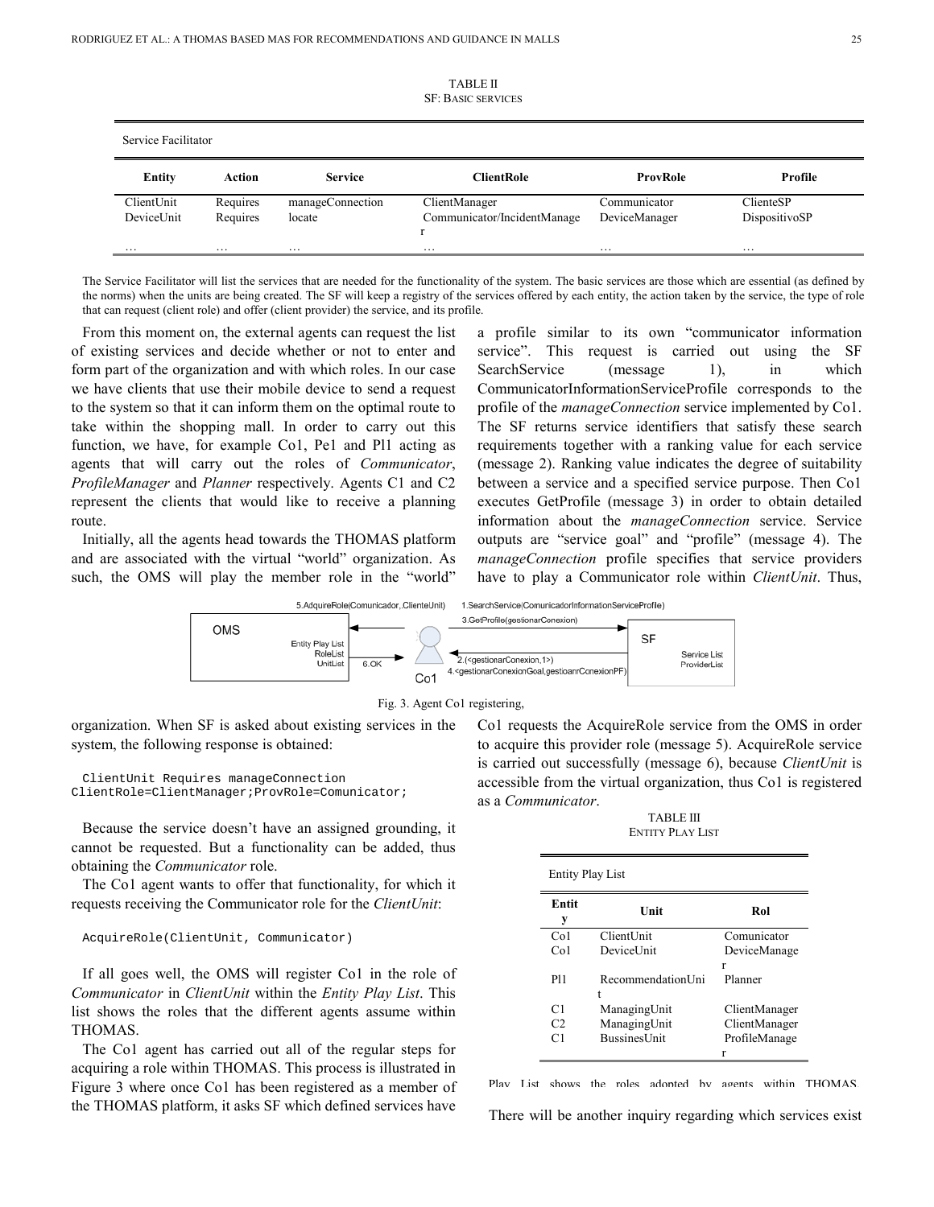TABLE II
SF: Basic services

| Service Facilitator | | | | | |
|---|---|---|---|---|---|
| **Entity** | **Action** | **Service** | **ClientRole** | **ProvRole** | **Profile** |
| ClientUnit | Requires | manageConnection | ClientManager | Communicator | ClienteSP |
| DeviceUnit | Requires | locate | Communicator/IncidentManager | DeviceManager | DispositivoSP |
| … | … | … | … | … | … |

The Service Facilitator will list the services that are needed for the functionality of the system. The basic services are those which are essential (as defined by the norms) when the units are being created. The SF will keep a registry of the services offered by each entity, the action taken by the service, the type of role that can request (client role) and offer (client provider) the service, and its profile.

From this moment on, the external agents can request the list of existing services and decide whether or not to enter and form part of the organization and with which roles. In our case we have clients that use their mobile device to send a request to the system so that it can inform them on the optimal route to take within the shopping mall. In order to carry out this function, we have, for example Co1, Pe1 and Pl1 acting as agents that will carry out the roles of *Communicator*, *ProfileManager* and *Planner* respectively. Agents C1 and C2 represent the clients that would like to receive a planning route.

Initially, all the agents head towards the THOMAS platform and are associated with the virtual "world" organization. As such, the OMS will play the member role in the "world" organization. When SF is asked about existing services in the system, the following response is obtained:

```
ClientUnit Requires manageConnection
ClientRole=ClientManager;ProvRole=Comunicator;
```

Because the service doesn't have an assigned grounding, it cannot be requested. But a functionality can be added, thus obtaining the *Communicator* role.

The Co1 agent wants to offer that functionality, for which it requests receiving the Communicator role for the *ClientUnit*:

```
AcquireRole(ClientUnit, Communicator)
```

If all goes well, the OMS will register Co1 in the role of *Communicator* in *ClientUnit* within the *Entity Play List*. This list shows the roles that the different agents assume within THOMAS.

The Co1 agent has carried out all of the regular steps for acquiring a role within THOMAS. This process is illustrated in Figure 3 where once Co1 has been registered as a member of the THOMAS platform, it asks SF which defined services have a profile similar to its own "communicator information service". This request is carried out using the SF SearchService (message 1), in which CommunicatorInformationServiceProfile corresponds to the profile of the *manageConnection* service implemented by Co1. The SF returns service identifiers that satisfy these search requirements together with a ranking value for each service (message 2). Ranking value indicates the degree of suitability between a service and a specified service purpose. Then Co1 executes GetProfile (message 3) in order to obtain detailed information about the *manageConnection* service. Service outputs are "service goal" and "profile" (message 4). The *manageConnection* profile specifies that service providers have to play a Communicator role within *ClientUnit*. Thus, Co1 requests the AcquireRole service from the OMS in order to acquire this provider role (message 5). AcquireRole service is carried out successfully (message 6), because *ClientUnit* is accessible from the virtual organization, thus Co1 is registered as a *Communicator*.

OMS
Entity Play List
RoleList
UnitList
5.AdquireRole(Comunicador,.ClienteUnit)
6.OK
Co1
1.SearchService(ComunicadorInformationServiceProfile)
3.GetProfile(gestionarConexion)
2.(<gestionarConexion,1>)
4.<gestionarConexionGoal,gestioanrConexionPF)
SF
Service List
ProviderList

Fig. 3. Agent Co1 registering,

TABLE III
Entity Play List

| Entity Play List | | |
|---|---|---|
| **Entity** | **Unit** | **Rol** |
| Co1 | ClientUnit | Comunicator |
| Co1 | DeviceUnit | DeviceManager |
| Pl1 | RecommendationUnit | Planner |
| C1 | ManagingUnit | ClientManager |
| C2 | ManagingUnit | ClientManager |
| C1 | BussinesUnit | ProfileManager |

Play List shows the roles adopted by agents within THOMAS.

There will be another inquiry regarding which services exist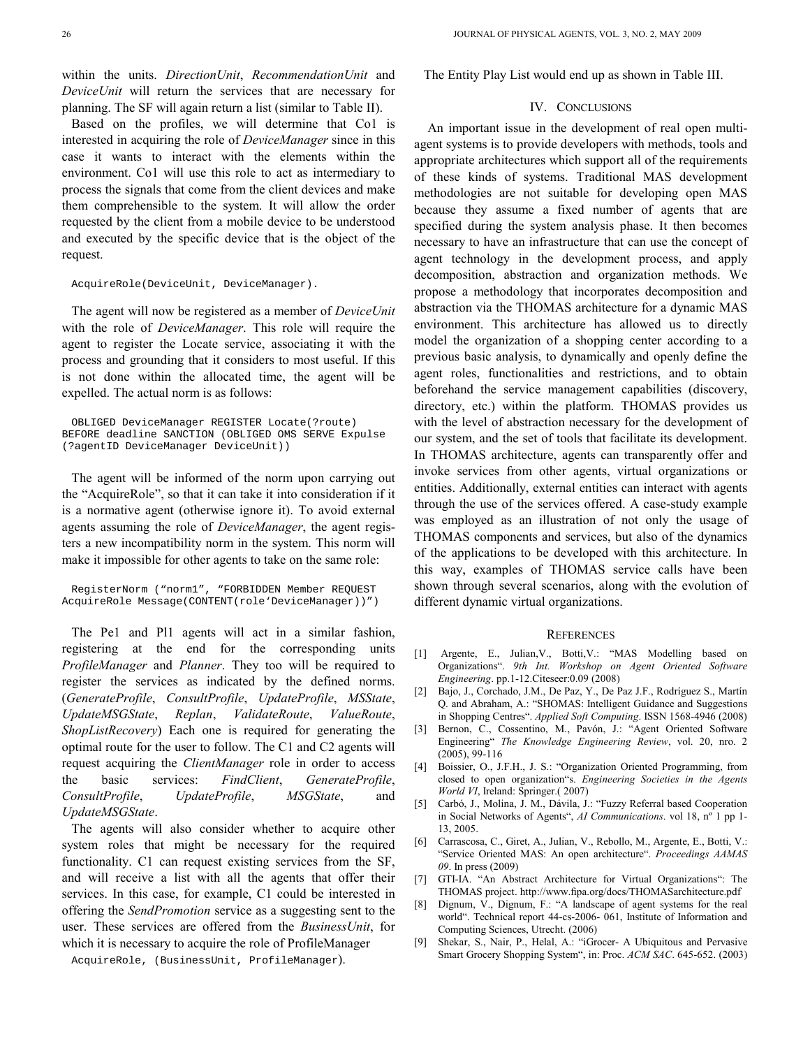within the units. *DirectionUnit*, *RecommendationUnit* and *DeviceUnit* will return the services that are necessary for planning. The SF will again return a list (similar to Table II).

Based on the profiles, we will determine that Co1 is interested in acquiring the role of *DeviceManager* since in this case it wants to interact with the elements within the environment. Co1 will use this role to act as intermediary to process the signals that come from the client devices and make them comprehensible to the system. It will allow the order requested by the client from a mobile device to be understood and executed by the specific device that is the object of the request.

```
AcquireRole(DeviceUnit, DeviceManager).
```

The agent will now be registered as a member of *DeviceUnit* with the role of *DeviceManager*. This role will require the agent to register the Locate service, associating it with the process and grounding that it considers to most useful. If this is not done within the allocated time, the agent will be expelled. The actual norm is as follows:

```
OBLIGED DeviceManager REGISTER Locate(?route)
BEFORE deadline SANCTION (OBLIGED OMS SERVE Expulse
(?agentID DeviceManager DeviceUnit))
```

The agent will be informed of the norm upon carrying out the "AcquireRole", so that it can take it into consideration if it is a normative agent (otherwise ignore it). To avoid external agents assuming the role of *DeviceManager*, the agent registers a new incompatibility norm in the system. This norm will make it impossible for other agents to take on the same role:

```
RegisterNorm ("norm1", "FORBIDDEN Member REQUEST
AcquireRole Message(CONTENT(role'DeviceManager))")
```

The Pe1 and Pl1 agents will act in a similar fashion, registering at the end for the corresponding units *ProfileManager* and *Planner*. They too will be required to register the services as indicated by the defined norms. (*GenerateProfile*, *ConsultProfile*, *UpdateProfile*, *MSState*, *UpdateMSGState*, *Replan*, *ValidateRoute*, *ValueRoute*, *ShopListRecovery*) Each one is required for generating the optimal route for the user to follow. The C1 and C2 agents will request acquiring the *ClientManager* role in order to access the basic services: *FindClient*, *GenerateProfile*, *ConsultProfile*, *UpdateProfile*, *MSGState*, and *UpdateMSGState*.

The agents will also consider whether to acquire other system roles that might be necessary for the required functionality. C1 can request existing services from the SF, and will receive a list with all the agents that offer their services. In this case, for example, C1 could be interested in offering the *SendPromotion* service as a suggesting sent to the user. These services are offered from the *BusinessUnit*, for which it is necessary to acquire the role of ProfileManager

```
AcquireRole, (BusinessUnit, ProfileManager).
```

The Entity Play List would end up as shown in Table III.

## IV. Conclusions

An important issue in the development of real open multi-agent systems is to provide developers with methods, tools and appropriate architectures which support all of the requirements of these kinds of systems. Traditional MAS development methodologies are not suitable for developing open MAS because they assume a fixed number of agents that are specified during the system analysis phase. It then becomes necessary to have an infrastructure that can use the concept of agent technology in the development process, and apply decomposition, abstraction and organization methods. We propose a methodology that incorporates decomposition and abstraction via the THOMAS architecture for a dynamic MAS environment. This architecture has allowed us to directly model the organization of a shopping center according to a previous basic analysis, to dynamically and openly define the agent roles, functionalities and restrictions, and to obtain beforehand the service management capabilities (discovery, directory, etc.) within the platform. THOMAS provides us with the level of abstraction necessary for the development of our system, and the set of tools that facilitate its development. In THOMAS architecture, agents can transparently offer and invoke services from other agents, virtual organizations or entities. Additionally, external entities can interact with agents through the use of the services offered. A case-study example was employed as an illustration of not only the usage of THOMAS components and services, but also of the dynamics of the applications to be developed with this architecture. In this way, examples of THOMAS service calls have been shown through several scenarios, along with the evolution of different dynamic virtual organizations.

## References

[1] Argente, E., Julian,V., Botti,V.: "MAS Modelling based on Organizations". *9th Int. Workshop on Agent Oriented Software Engineering*. pp.1-12.Citeseer:0.09 (2008)

[2] Bajo, J., Corchado, J.M., De Paz, Y., De Paz J.F., Rodríguez S., Martín Q. and Abraham, A.: "SHOMAS: Intelligent Guidance and Suggestions in Shopping Centres". *Applied Soft Computing*. ISSN 1568-4946 (2008)

[3] Bernon, C., Cossentino, M., Pavón, J.: "Agent Oriented Software Engineering" *The Knowledge Engineering Review*, vol. 20, nro. 2 (2005), 99-116

[4] Boissier, O., J.F.H., J. S.: "Organization Oriented Programming, from closed to open organization"s. *Engineering Societies in the Agents World VI*, Ireland: Springer.( 2007)

[5] Carbó, J., Molina, J. M., Dávila, J.: "Fuzzy Referral based Cooperation in Social Networks of Agents", *AI Communications*. vol 18, nº 1 pp 1-13, 2005.

[6] Carrascosa, C., Giret, A., Julian, V., Rebollo, M., Argente, E., Botti, V.: "Service Oriented MAS: An open architecture". *Proceedings AAMAS 09*. In press (2009)

[7] GTI-IA. "An Abstract Architecture for Virtual Organizations": The THOMAS project. http://www.fipa.org/docs/THOMASarchitecture.pdf

[8] Dignum, V., Dignum, F.: "A landscape of agent systems for the real world". Technical report 44-cs-2006- 061, Institute of Information and Computing Sciences, Utrecht. (2006)

[9] Shekar, S., Nair, P., Helal, A.: "iGrocer- A Ubiquitous and Pervasive Smart Grocery Shopping System", in: Proc. *ACM SAC*. 645-652. (2003)